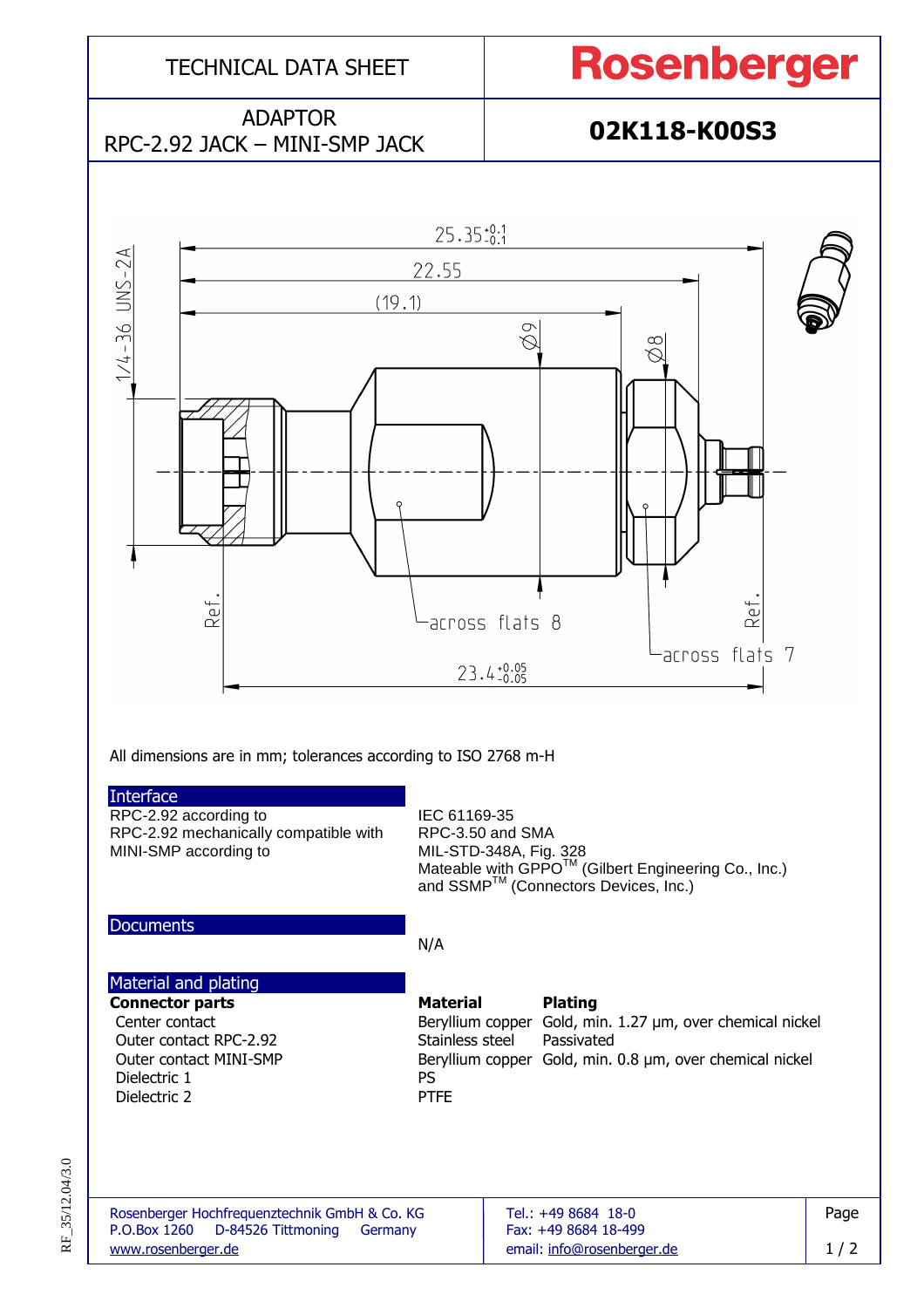# TECHNICAL DATA SHEET

**Rosenberger**

ADAPTOR
RPC-2.92 JACK – MINI-SMP JACK

**02K118-K00S3**

All dimensions are in mm; tolerances according to ISO 2768 m-H

## Interface

| | |
|---|---|
| RPC-2.92 according to | IEC 61169-35 |
| RPC-2.92 mechanically compatible with | RPC-3.50 and SMA |
| MINI-SMP according to | MIL-STD-348A, Fig. 328<br>Mateable with GPPO[TM] (Gilbert Engineering Co., Inc.)<br>and SSMP[TM] (Connectors Devices, Inc.) |

## Documents

N/A

## Material and plating

| **Connector parts** | **Material** | **Plating** |
|---|---|---|
| Center contact | Beryllium copper | Gold, min. 1.27 µm, over chemical nickel |
| Outer contact RPC-2.92 | Stainless steel | Passivated |
| Outer contact MINI-SMP | Beryllium copper | Gold, min. 0.8 µm, over chemical nickel |
| Dielectric 1 | PS | |
| Dielectric 2 | PTFE | |

Rosenberger Hochfrequenztechnik GmbH & Co. KG
P.O.Box 1260 D-84526 Tittmoning Germany
www.rosenberger.de

Tel.: +49 8684 18-0
Fax: +49 8684 18-499
email: info@rosenberger.de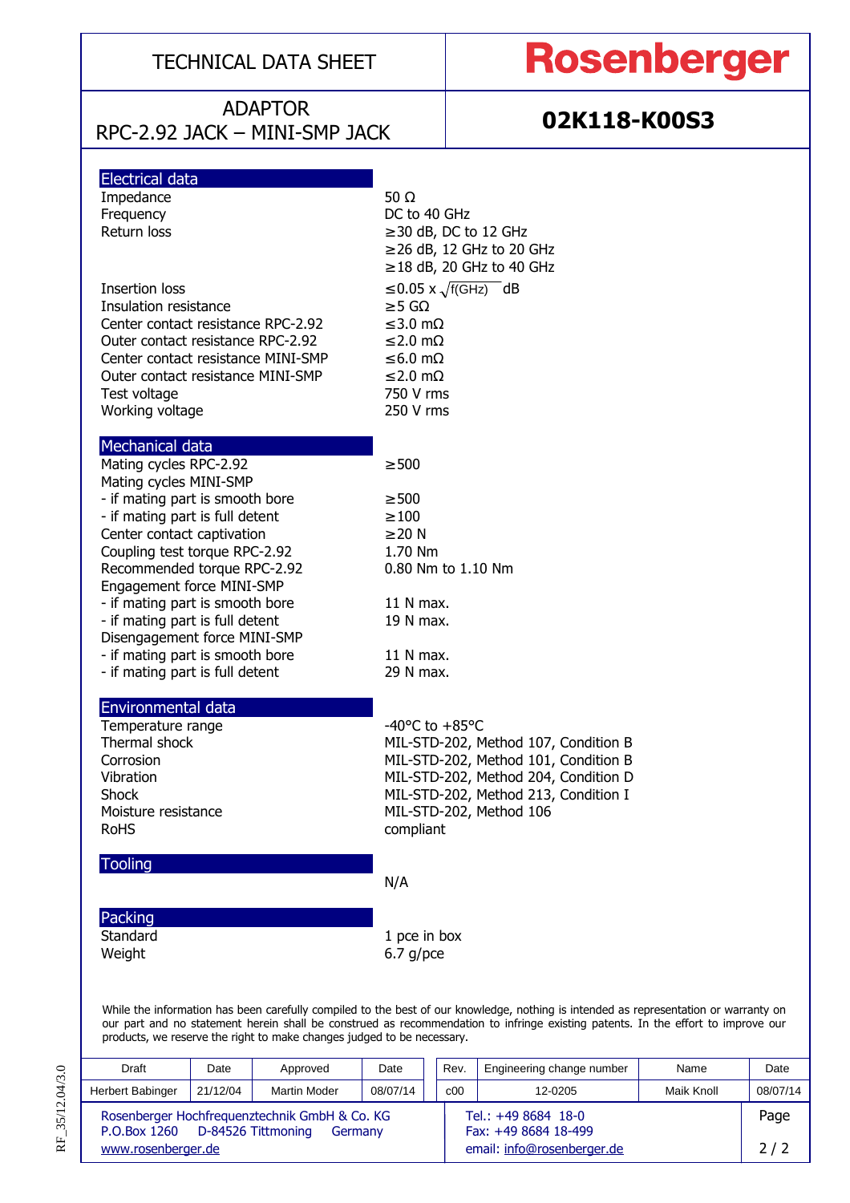# TECHNICAL DATA SHEET

**Rosenberger**

## ADAPTOR RPC-2.92 JACK – MINI-SMP JACK

## 02K118-K00S3

### Electrical data

| | |
|---|---|
| Impedance | 50 Ω |
| Frequency | DC to 40 GHz |
| Return loss | ≥30 dB, DC to 12 GHz |
| | ≥26 dB, 12 GHz to 20 GHz |
| | ≥18 dB, 20 GHz to 40 GHz |
| Insertion loss | $\leq 0.05 \times \sqrt{f(GHz)}$ dB |
| Insulation resistance | ≥5 GΩ |
| Center contact resistance RPC-2.92 | ≤3.0 mΩ |
| Outer contact resistance RPC-2.92 | ≤2.0 mΩ |
| Center contact resistance MINI-SMP | ≤6.0 mΩ |
| Outer contact resistance MINI-SMP | ≤2.0 mΩ |
| Test voltage | 750 V rms |
| Working voltage | 250 V rms |

### Mechanical data

| | |
|---|---|
| Mating cycles RPC-2.92 | ≥500 |
| Mating cycles MINI-SMP | |
| - if mating part is smooth bore | ≥500 |
| - if mating part is full detent | ≥100 |
| Center contact captivation | ≥20 N |
| Coupling test torque RPC-2.92 | 1.70 Nm |
| Recommended torque RPC-2.92 | 0.80 Nm to 1.10 Nm |
| Engagement force MINI-SMP | |
| - if mating part is smooth bore | 11 N max. |
| - if mating part is full detent | 19 N max. |
| Disengagement force MINI-SMP | |
| - if mating part is smooth bore | 11 N max. |
| - if mating part is full detent | 29 N max. |

### Environmental data

| | |
|---|---|
| Temperature range | -40°C to +85°C |
| Thermal shock | MIL-STD-202, Method 107, Condition B |
| Corrosion | MIL-STD-202, Method 101, Condition B |
| Vibration | MIL-STD-202, Method 204, Condition D |
| Shock | MIL-STD-202, Method 213, Condition I |
| Moisture resistance | MIL-STD-202, Method 106 |
| RoHS | compliant |

### Tooling

N/A

### Packing

| | |
|---|---|
| Standard | 1 pce in box |
| Weight | 6.7 g/pce |

While the information has been carefully compiled to the best of our knowledge, nothing is intended as representation or warranty on our part and no statement herein shall be construed as recommendation to infringe existing patents. In the effort to improve our products, we reserve the right to make changes judged to be necessary.

| Draft | Date | Approved | Date | Rev. | Engineering change number | Name | Date |
|---|---|---|---|---|---|---|---|
| Herbert Babinger | 21/12/04 | Martin Moder | 08/07/14 | c00 | 12-0205 | Maik Knoll | 08/07/14 |

Rosenberger Hochfrequenztechnik GmbH & Co. KG
P.O.Box 1260 D-84526 Tittmoning Germany
www.rosenberger.de

Tel.: +49 8684 18-0
Fax: +49 8684 18-499
email: info@rosenberger.de

RF_35/12.04/3.0